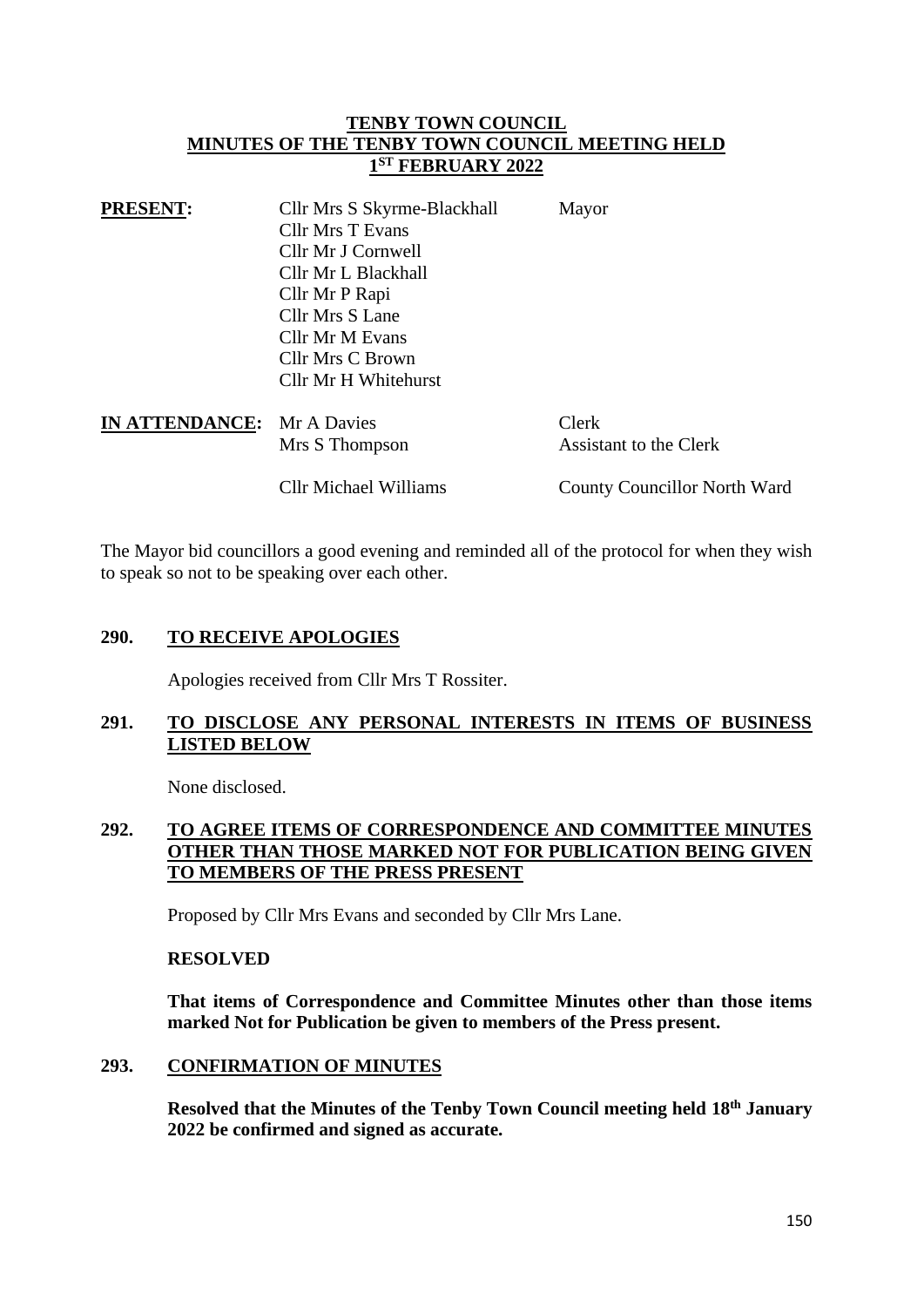# TENBY TOWN COUNCIL
# MINUTES OF THE TENBY TOWN COUNCIL MEETING HELD 1ST FEBRUARY 2022

| **PRESENT:** | Cllr Mrs S Skyrme-Blackhall | Mayor |
| --- | --- | --- |
| | Cllr Mrs T Evans | |
| | Cllr Mr J Cornwell | |
| | Cllr Mr L Blackhall | |
| | Cllr Mr P Rapi | |
| | Cllr Mrs S Lane | |
| | Cllr Mr M Evans | |
| | Cllr Mrs C Brown | |
| | Cllr Mr H Whitehurst | |
| **IN ATTENDANCE:** | Mr A Davies | Clerk |
| | Mrs S Thompson | Assistant to the Clerk |
| | Cllr Michael Williams | County Councillor North Ward |

The Mayor bid councillors a good evening and reminded all of the protocol for when they wish to speak so not to be speaking over each other.

## 290. TO RECEIVE APOLOGIES

Apologies received from Cllr Mrs T Rossiter.

## 291. TO DISCLOSE ANY PERSONAL INTERESTS IN ITEMS OF BUSINESS LISTED BELOW

None disclosed.

## 292. TO AGREE ITEMS OF CORRESPONDENCE AND COMMITTEE MINUTES OTHER THAN THOSE MARKED NOT FOR PUBLICATION BEING GIVEN TO MEMBERS OF THE PRESS PRESENT

Proposed by Cllr Mrs Evans and seconded by Cllr Mrs Lane.

**RESOLVED**

**That items of Correspondence and Committee Minutes other than those items marked Not for Publication be given to members of the Press present.**

## 293. CONFIRMATION OF MINUTES

**Resolved that the Minutes of the Tenby Town Council meeting held 18th January 2022 be confirmed and signed as accurate.**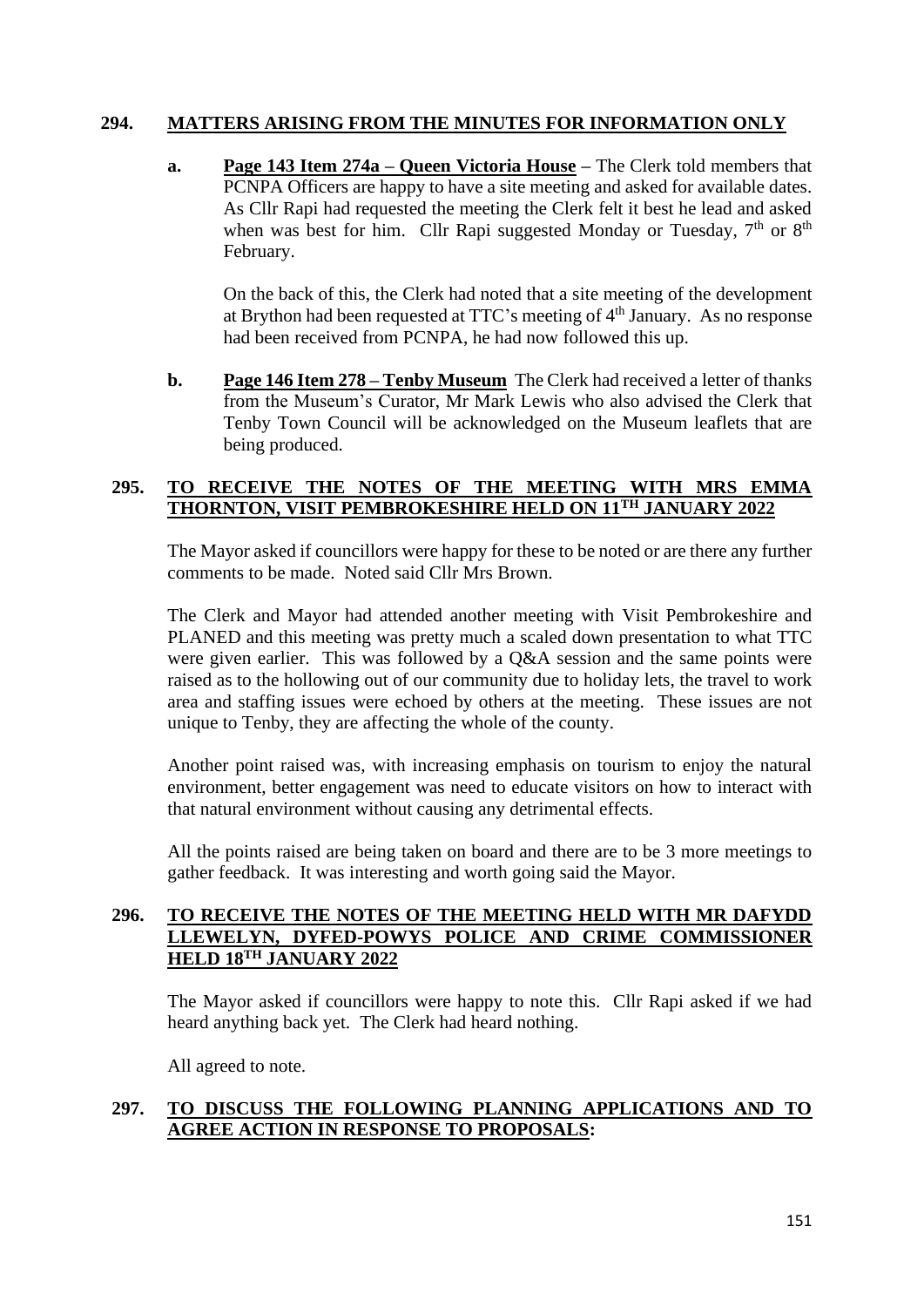**294. MATTERS ARISING FROM THE MINUTES FOR INFORMATION ONLY**

**a. Page 143 Item 274a – Queen Victoria House** – The Clerk told members that PCNPA Officers are happy to have a site meeting and asked for available dates. As Cllr Rapi had requested the meeting the Clerk felt it best he lead and asked when was best for him. Cllr Rapi suggested Monday or Tuesday, 7th or 8th February.

On the back of this, the Clerk had noted that a site meeting of the development at Brython had been requested at TTC's meeting of 4th January. As no response had been received from PCNPA, he had now followed this up.

**b. Page 146 Item 278 – Tenby Museum** The Clerk had received a letter of thanks from the Museum's Curator, Mr Mark Lewis who also advised the Clerk that Tenby Town Council will be acknowledged on the Museum leaflets that are being produced.

**295. TO RECEIVE THE NOTES OF THE MEETING WITH MRS EMMA THORNTON, VISIT PEMBROKESHIRE HELD ON 11TH JANUARY 2022**

The Mayor asked if councillors were happy for these to be noted or are there any further comments to be made. Noted said Cllr Mrs Brown.

The Clerk and Mayor had attended another meeting with Visit Pembrokeshire and PLANED and this meeting was pretty much a scaled down presentation to what TTC were given earlier. This was followed by a Q&A session and the same points were raised as to the hollowing out of our community due to holiday lets, the travel to work area and staffing issues were echoed by others at the meeting. These issues are not unique to Tenby, they are affecting the whole of the county.

Another point raised was, with increasing emphasis on tourism to enjoy the natural environment, better engagement was need to educate visitors on how to interact with that natural environment without causing any detrimental effects.

All the points raised are being taken on board and there are to be 3 more meetings to gather feedback. It was interesting and worth going said the Mayor.

**296. TO RECEIVE THE NOTES OF THE MEETING HELD WITH MR DAFYDD LLEWELYN, DYFED-POWYS POLICE AND CRIME COMMISSIONER HELD 18TH JANUARY 2022**

The Mayor asked if councillors were happy to note this. Cllr Rapi asked if we had heard anything back yet. The Clerk had heard nothing.

All agreed to note.

**297. TO DISCUSS THE FOLLOWING PLANNING APPLICATIONS AND TO AGREE ACTION IN RESPONSE TO PROPOSALS:**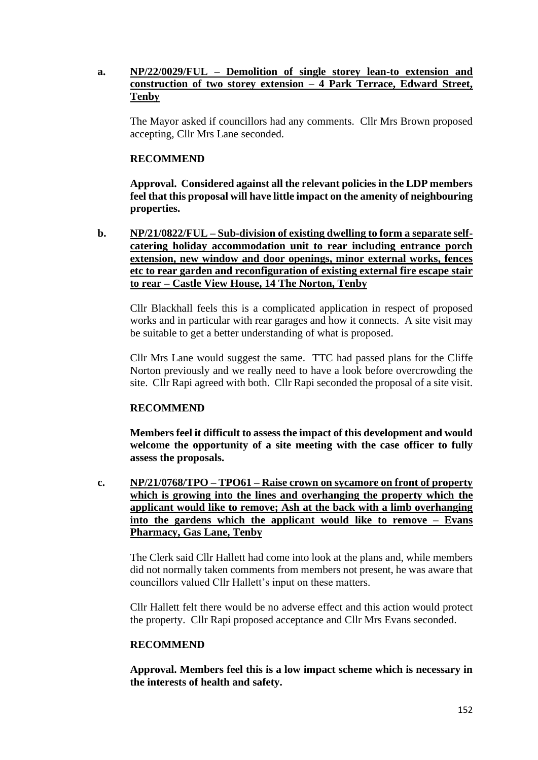**a. <u>NP/22/0029/FUL – Demolition of single storey lean-to extension and construction of two storey extension – 4 Park Terrace, Edward Street, Tenby</u>**

The Mayor asked if councillors had any comments. Cllr Mrs Brown proposed accepting, Cllr Mrs Lane seconded.

**RECOMMEND**

**Approval. Considered against all the relevant policies in the LDP members feel that this proposal will have little impact on the amenity of neighbouring properties.**

**b. <u>NP/21/0822/FUL – Sub-division of existing dwelling to form a separate self-catering holiday accommodation unit to rear including entrance porch extension, new window and door openings, minor external works, fences etc to rear garden and reconfiguration of existing external fire escape stair to rear – Castle View House, 14 The Norton, Tenby</u>**

Cllr Blackhall feels this is a complicated application in respect of proposed works and in particular with rear garages and how it connects. A site visit may be suitable to get a better understanding of what is proposed.

Cllr Mrs Lane would suggest the same. TTC had passed plans for the Cliffe Norton previously and we really need to have a look before overcrowding the site. Cllr Rapi agreed with both. Cllr Rapi seconded the proposal of a site visit.

**RECOMMEND**

**Members feel it difficult to assess the impact of this development and would welcome the opportunity of a site meeting with the case officer to fully assess the proposals.**

**c. <u>NP/21/0768/TPO – TPO61 – Raise crown on sycamore on front of property which is growing into the lines and overhanging the property which the applicant would like to remove; Ash at the back with a limb overhanging into the gardens which the applicant would like to remove – Evans Pharmacy, Gas Lane, Tenby</u>**

The Clerk said Cllr Hallett had come into look at the plans and, while members did not normally taken comments from members not present, he was aware that councillors valued Cllr Hallett's input on these matters.

Cllr Hallett felt there would be no adverse effect and this action would protect the property. Cllr Rapi proposed acceptance and Cllr Mrs Evans seconded.

**RECOMMEND**

**Approval. Members feel this is a low impact scheme which is necessary in the interests of health and safety.**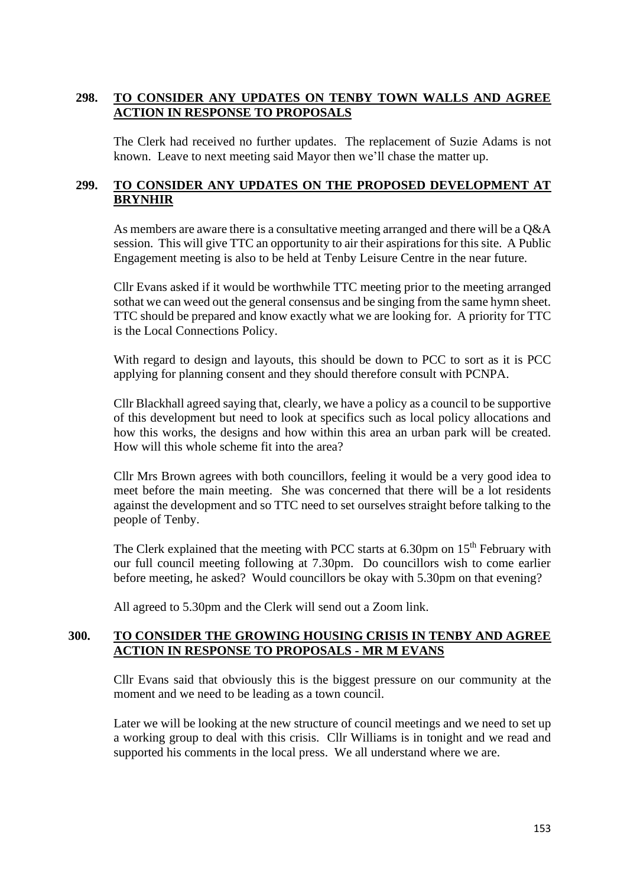## 298. TO CONSIDER ANY UPDATES ON TENBY TOWN WALLS AND AGREE ACTION IN RESPONSE TO PROPOSALS

The Clerk had received no further updates. The replacement of Suzie Adams is not known. Leave to next meeting said Mayor then we'll chase the matter up.

## 299. TO CONSIDER ANY UPDATES ON THE PROPOSED DEVELOPMENT AT BRYNHIR

As members are aware there is a consultative meeting arranged and there will be a Q&A session. This will give TTC an opportunity to air their aspirations for this site. A Public Engagement meeting is also to be held at Tenby Leisure Centre in the near future.

Cllr Evans asked if it would be worthwhile TTC meeting prior to the meeting arranged sothat we can weed out the general consensus and be singing from the same hymn sheet. TTC should be prepared and know exactly what we are looking for. A priority for TTC is the Local Connections Policy.

With regard to design and layouts, this should be down to PCC to sort as it is PCC applying for planning consent and they should therefore consult with PCNPA.

Cllr Blackhall agreed saying that, clearly, we have a policy as a council to be supportive of this development but need to look at specifics such as local policy allocations and how this works, the designs and how within this area an urban park will be created. How will this whole scheme fit into the area?

Cllr Mrs Brown agrees with both councillors, feeling it would be a very good idea to meet before the main meeting. She was concerned that there will be a lot residents against the development and so TTC need to set ourselves straight before talking to the people of Tenby.

The Clerk explained that the meeting with PCC starts at 6.30pm on 15th February with our full council meeting following at 7.30pm. Do councillors wish to come earlier before meeting, he asked? Would councillors be okay with 5.30pm on that evening?

All agreed to 5.30pm and the Clerk will send out a Zoom link.

## 300. TO CONSIDER THE GROWING HOUSING CRISIS IN TENBY AND AGREE ACTION IN RESPONSE TO PROPOSALS - MR M EVANS

Cllr Evans said that obviously this is the biggest pressure on our community at the moment and we need to be leading as a town council.

Later we will be looking at the new structure of council meetings and we need to set up a working group to deal with this crisis. Cllr Williams is in tonight and we read and supported his comments in the local press. We all understand where we are.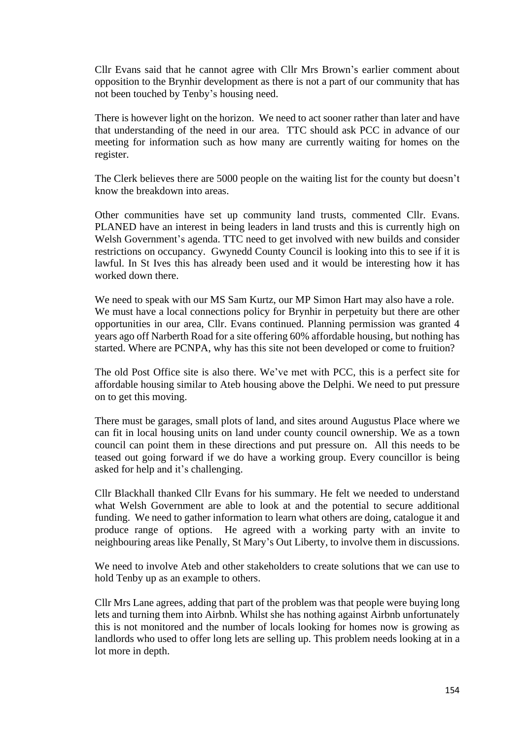Cllr Evans said that he cannot agree with Cllr Mrs Brown's earlier comment about opposition to the Brynhir development as there is not a part of our community that has not been touched by Tenby's housing need.

There is however light on the horizon. We need to act sooner rather than later and have that understanding of the need in our area. TTC should ask PCC in advance of our meeting for information such as how many are currently waiting for homes on the register.

The Clerk believes there are 5000 people on the waiting list for the county but doesn't know the breakdown into areas.

Other communities have set up community land trusts, commented Cllr. Evans. PLANED have an interest in being leaders in land trusts and this is currently high on Welsh Government's agenda. TTC need to get involved with new builds and consider restrictions on occupancy. Gwynedd County Council is looking into this to see if it is lawful. In St Ives this has already been used and it would be interesting how it has worked down there.

We need to speak with our MS Sam Kurtz, our MP Simon Hart may also have a role. We must have a local connections policy for Brynhir in perpetuity but there are other opportunities in our area, Cllr. Evans continued. Planning permission was granted 4 years ago off Narberth Road for a site offering 60% affordable housing, but nothing has started. Where are PCNPA, why has this site not been developed or come to fruition?

The old Post Office site is also there. We've met with PCC, this is a perfect site for affordable housing similar to Ateb housing above the Delphi. We need to put pressure on to get this moving.

There must be garages, small plots of land, and sites around Augustus Place where we can fit in local housing units on land under county council ownership. We as a town council can point them in these directions and put pressure on. All this needs to be teased out going forward if we do have a working group. Every councillor is being asked for help and it's challenging.

Cllr Blackhall thanked Cllr Evans for his summary. He felt we needed to understand what Welsh Government are able to look at and the potential to secure additional funding. We need to gather information to learn what others are doing, catalogue it and produce range of options. He agreed with a working party with an invite to neighbouring areas like Penally, St Mary's Out Liberty, to involve them in discussions.

We need to involve Ateb and other stakeholders to create solutions that we can use to hold Tenby up as an example to others.

Cllr Mrs Lane agrees, adding that part of the problem was that people were buying long lets and turning them into Airbnb. Whilst she has nothing against Airbnb unfortunately this is not monitored and the number of locals looking for homes now is growing as landlords who used to offer long lets are selling up. This problem needs looking at in a lot more in depth.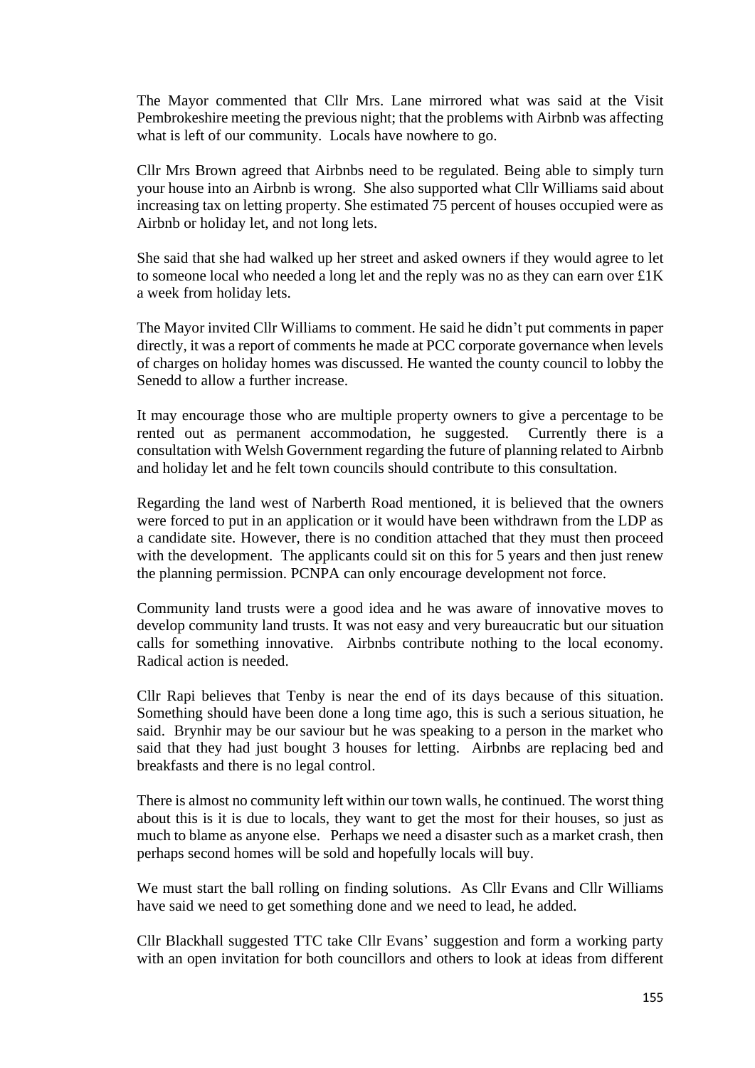The Mayor commented that Cllr Mrs. Lane mirrored what was said at the Visit Pembrokeshire meeting the previous night; that the problems with Airbnb was affecting what is left of our community. Locals have nowhere to go.

Cllr Mrs Brown agreed that Airbnbs need to be regulated. Being able to simply turn your house into an Airbnb is wrong. She also supported what Cllr Williams said about increasing tax on letting property. She estimated 75 percent of houses occupied were as Airbnb or holiday let, and not long lets.

She said that she had walked up her street and asked owners if they would agree to let to someone local who needed a long let and the reply was no as they can earn over £1K a week from holiday lets.

The Mayor invited Cllr Williams to comment. He said he didn't put comments in paper directly, it was a report of comments he made at PCC corporate governance when levels of charges on holiday homes was discussed. He wanted the county council to lobby the Senedd to allow a further increase.

It may encourage those who are multiple property owners to give a percentage to be rented out as permanent accommodation, he suggested. Currently there is a consultation with Welsh Government regarding the future of planning related to Airbnb and holiday let and he felt town councils should contribute to this consultation.

Regarding the land west of Narberth Road mentioned, it is believed that the owners were forced to put in an application or it would have been withdrawn from the LDP as a candidate site. However, there is no condition attached that they must then proceed with the development. The applicants could sit on this for 5 years and then just renew the planning permission. PCNPA can only encourage development not force.

Community land trusts were a good idea and he was aware of innovative moves to develop community land trusts. It was not easy and very bureaucratic but our situation calls for something innovative. Airbnbs contribute nothing to the local economy. Radical action is needed.

Cllr Rapi believes that Tenby is near the end of its days because of this situation. Something should have been done a long time ago, this is such a serious situation, he said. Brynhir may be our saviour but he was speaking to a person in the market who said that they had just bought 3 houses for letting. Airbnbs are replacing bed and breakfasts and there is no legal control.

There is almost no community left within our town walls, he continued. The worst thing about this is it is due to locals, they want to get the most for their houses, so just as much to blame as anyone else. Perhaps we need a disaster such as a market crash, then perhaps second homes will be sold and hopefully locals will buy.

We must start the ball rolling on finding solutions. As Cllr Evans and Cllr Williams have said we need to get something done and we need to lead, he added.

Cllr Blackhall suggested TTC take Cllr Evans' suggestion and form a working party with an open invitation for both councillors and others to look at ideas from different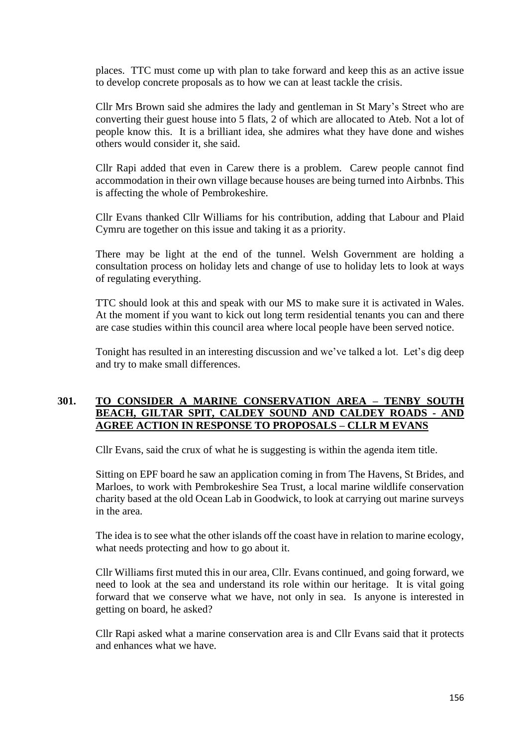places. TTC must come up with plan to take forward and keep this as an active issue to develop concrete proposals as to how we can at least tackle the crisis.

Cllr Mrs Brown said she admires the lady and gentleman in St Mary's Street who are converting their guest house into 5 flats, 2 of which are allocated to Ateb. Not a lot of people know this. It is a brilliant idea, she admires what they have done and wishes others would consider it, she said.

Cllr Rapi added that even in Carew there is a problem. Carew people cannot find accommodation in their own village because houses are being turned into Airbnbs. This is affecting the whole of Pembrokeshire.

Cllr Evans thanked Cllr Williams for his contribution, adding that Labour and Plaid Cymru are together on this issue and taking it as a priority.

There may be light at the end of the tunnel. Welsh Government are holding a consultation process on holiday lets and change of use to holiday lets to look at ways of regulating everything.

TTC should look at this and speak with our MS to make sure it is activated in Wales. At the moment if you want to kick out long term residential tenants you can and there are case studies within this council area where local people have been served notice.

Tonight has resulted in an interesting discussion and we've talked a lot. Let's dig deep and try to make small differences.

## 301. TO CONSIDER A MARINE CONSERVATION AREA – TENBY SOUTH BEACH, GILTAR SPIT, CALDEY SOUND AND CALDEY ROADS - AND AGREE ACTION IN RESPONSE TO PROPOSALS – CLLR M EVANS

Cllr Evans, said the crux of what he is suggesting is within the agenda item title.

Sitting on EPF board he saw an application coming in from The Havens, St Brides, and Marloes, to work with Pembrokeshire Sea Trust, a local marine wildlife conservation charity based at the old Ocean Lab in Goodwick, to look at carrying out marine surveys in the area.

The idea is to see what the other islands off the coast have in relation to marine ecology, what needs protecting and how to go about it.

Cllr Williams first muted this in our area, Cllr. Evans continued, and going forward, we need to look at the sea and understand its role within our heritage. It is vital going forward that we conserve what we have, not only in sea. Is anyone is interested in getting on board, he asked?

Cllr Rapi asked what a marine conservation area is and Cllr Evans said that it protects and enhances what we have.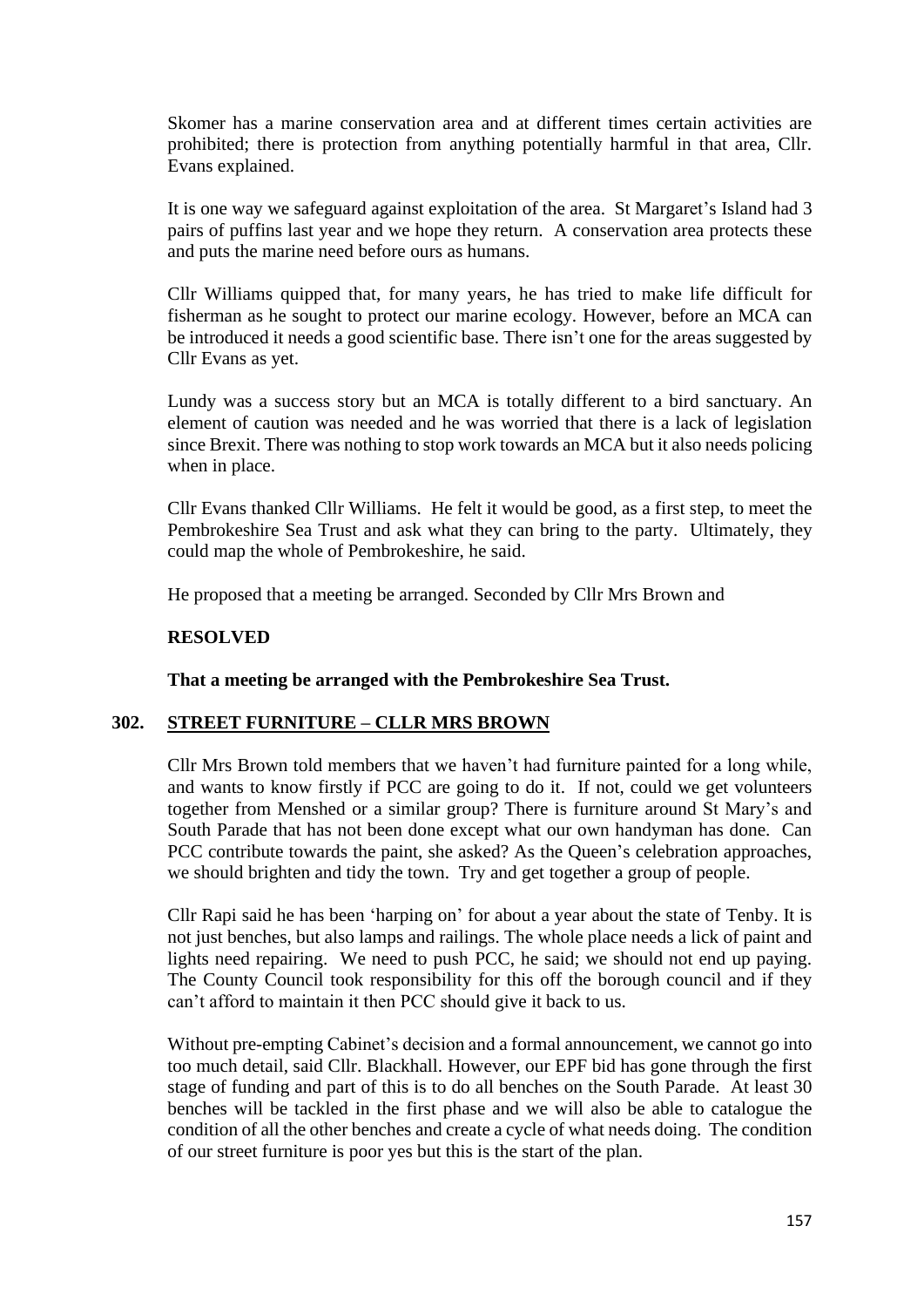Skomer has a marine conservation area and at different times certain activities are prohibited; there is protection from anything potentially harmful in that area, Cllr. Evans explained.

It is one way we safeguard against exploitation of the area. St Margaret's Island had 3 pairs of puffins last year and we hope they return. A conservation area protects these and puts the marine need before ours as humans.

Cllr Williams quipped that, for many years, he has tried to make life difficult for fisherman as he sought to protect our marine ecology. However, before an MCA can be introduced it needs a good scientific base. There isn't one for the areas suggested by Cllr Evans as yet.

Lundy was a success story but an MCA is totally different to a bird sanctuary. An element of caution was needed and he was worried that there is a lack of legislation since Brexit. There was nothing to stop work towards an MCA but it also needs policing when in place.

Cllr Evans thanked Cllr Williams. He felt it would be good, as a first step, to meet the Pembrokeshire Sea Trust and ask what they can bring to the party. Ultimately, they could map the whole of Pembrokeshire, he said.

He proposed that a meeting be arranged. Seconded by Cllr Mrs Brown and

**RESOLVED**

**That a meeting be arranged with the Pembrokeshire Sea Trust.**

## 302. STREET FURNITURE – CLLR MRS BROWN

Cllr Mrs Brown told members that we haven't had furniture painted for a long while, and wants to know firstly if PCC are going to do it. If not, could we get volunteers together from Menshed or a similar group? There is furniture around St Mary's and South Parade that has not been done except what our own handyman has done. Can PCC contribute towards the paint, she asked? As the Queen's celebration approaches, we should brighten and tidy the town. Try and get together a group of people.

Cllr Rapi said he has been 'harping on' for about a year about the state of Tenby. It is not just benches, but also lamps and railings. The whole place needs a lick of paint and lights need repairing. We need to push PCC, he said; we should not end up paying. The County Council took responsibility for this off the borough council and if they can't afford to maintain it then PCC should give it back to us.

Without pre-empting Cabinet's decision and a formal announcement, we cannot go into too much detail, said Cllr. Blackhall. However, our EPF bid has gone through the first stage of funding and part of this is to do all benches on the South Parade. At least 30 benches will be tackled in the first phase and we will also be able to catalogue the condition of all the other benches and create a cycle of what needs doing. The condition of our street furniture is poor yes but this is the start of the plan.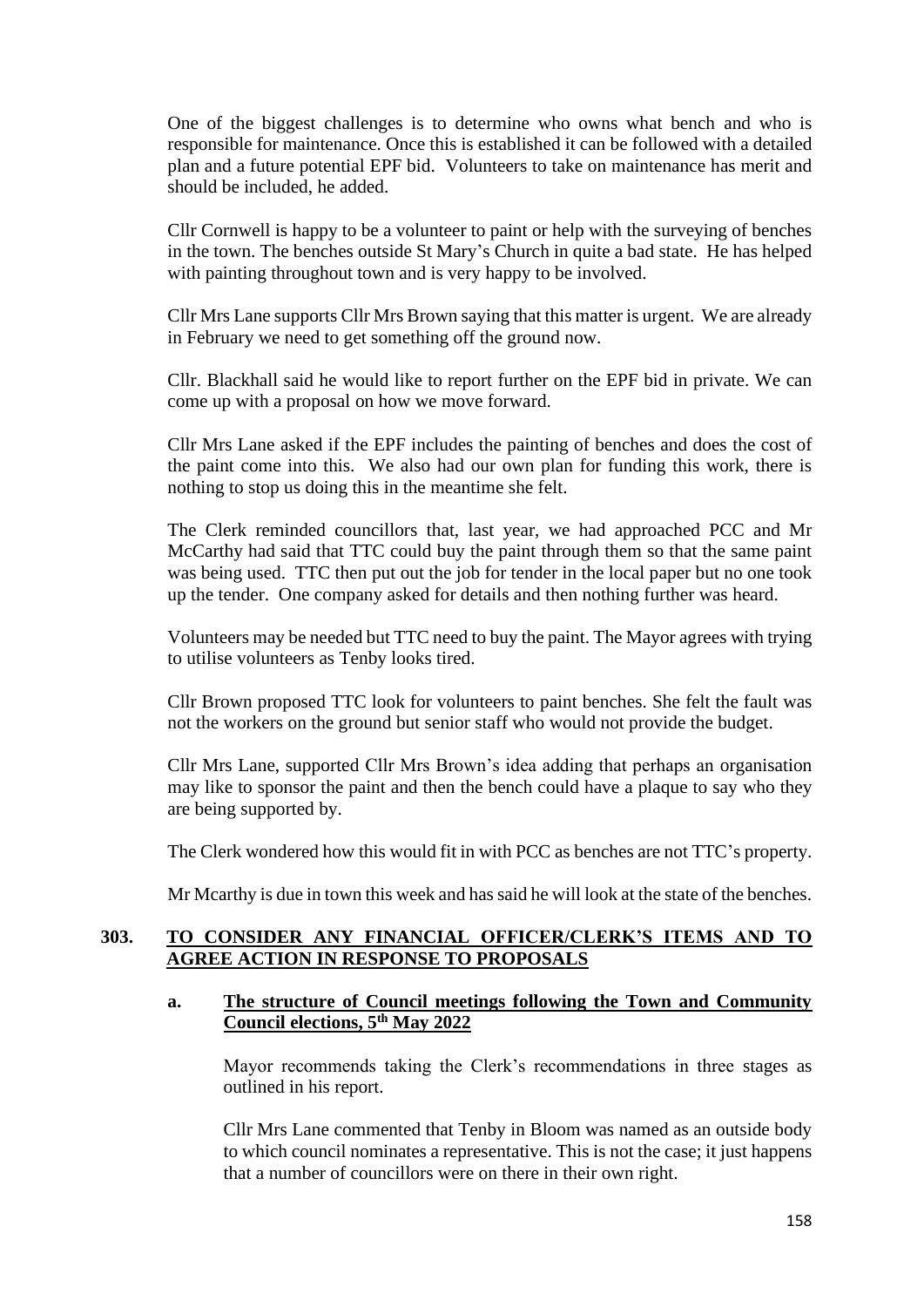One of the biggest challenges is to determine who owns what bench and who is responsible for maintenance. Once this is established it can be followed with a detailed plan and a future potential EPF bid. Volunteers to take on maintenance has merit and should be included, he added.

Cllr Cornwell is happy to be a volunteer to paint or help with the surveying of benches in the town. The benches outside St Mary's Church in quite a bad state. He has helped with painting throughout town and is very happy to be involved.

Cllr Mrs Lane supports Cllr Mrs Brown saying that this matter is urgent. We are already in February we need to get something off the ground now.

Cllr. Blackhall said he would like to report further on the EPF bid in private. We can come up with a proposal on how we move forward.

Cllr Mrs Lane asked if the EPF includes the painting of benches and does the cost of the paint come into this. We also had our own plan for funding this work, there is nothing to stop us doing this in the meantime she felt.

The Clerk reminded councillors that, last year, we had approached PCC and Mr McCarthy had said that TTC could buy the paint through them so that the same paint was being used. TTC then put out the job for tender in the local paper but no one took up the tender. One company asked for details and then nothing further was heard.

Volunteers may be needed but TTC need to buy the paint. The Mayor agrees with trying to utilise volunteers as Tenby looks tired.

Cllr Brown proposed TTC look for volunteers to paint benches. She felt the fault was not the workers on the ground but senior staff who would not provide the budget.

Cllr Mrs Lane, supported Cllr Mrs Brown's idea adding that perhaps an organisation may like to sponsor the paint and then the bench could have a plaque to say who they are being supported by.

The Clerk wondered how this would fit in with PCC as benches are not TTC's property.

Mr Mcarthy is due in town this week and has said he will look at the state of the benches.

## 303. TO CONSIDER ANY FINANCIAL OFFICER/CLERK'S ITEMS AND TO AGREE ACTION IN RESPONSE TO PROPOSALS

### a. The structure of Council meetings following the Town and Community Council elections, 5th May 2022

Mayor recommends taking the Clerk's recommendations in three stages as outlined in his report.

Cllr Mrs Lane commented that Tenby in Bloom was named as an outside body to which council nominates a representative. This is not the case; it just happens that a number of councillors were on there in their own right.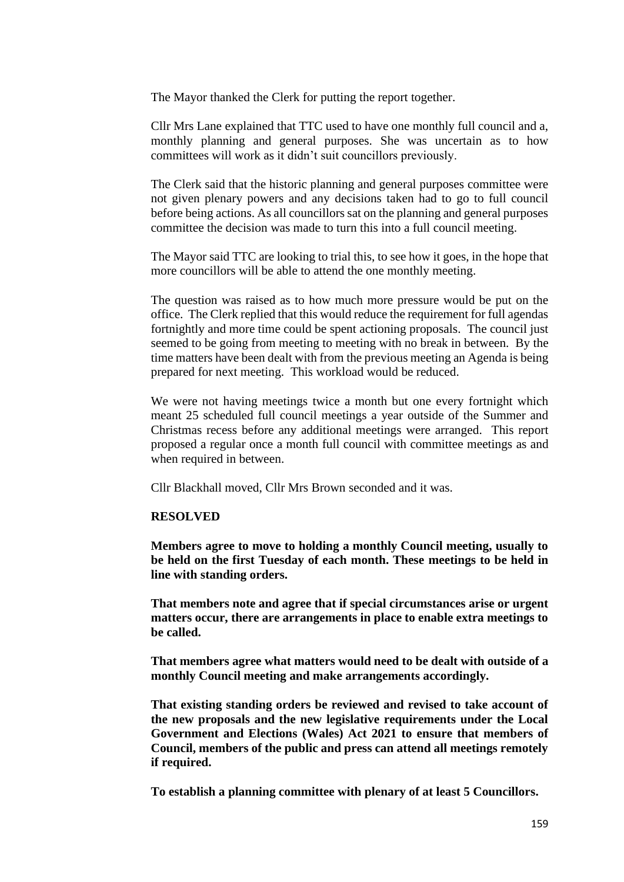The Mayor thanked the Clerk for putting the report together.

Cllr Mrs Lane explained that TTC used to have one monthly full council and a, monthly planning and general purposes. She was uncertain as to how committees will work as it didn't suit councillors previously.

The Clerk said that the historic planning and general purposes committee were not given plenary powers and any decisions taken had to go to full council before being actions. As all councillors sat on the planning and general purposes committee the decision was made to turn this into a full council meeting.

The Mayor said TTC are looking to trial this, to see how it goes, in the hope that more councillors will be able to attend the one monthly meeting.

The question was raised as to how much more pressure would be put on the office. The Clerk replied that this would reduce the requirement for full agendas fortnightly and more time could be spent actioning proposals. The council just seemed to be going from meeting to meeting with no break in between. By the time matters have been dealt with from the previous meeting an Agenda is being prepared for next meeting. This workload would be reduced.

We were not having meetings twice a month but one every fortnight which meant 25 scheduled full council meetings a year outside of the Summer and Christmas recess before any additional meetings were arranged. This report proposed a regular once a month full council with committee meetings as and when required in between.

Cllr Blackhall moved, Cllr Mrs Brown seconded and it was.

**RESOLVED**

**Members agree to move to holding a monthly Council meeting, usually to be held on the first Tuesday of each month. These meetings to be held in line with standing orders.**

**That members note and agree that if special circumstances arise or urgent matters occur, there are arrangements in place to enable extra meetings to be called.**

**That members agree what matters would need to be dealt with outside of a monthly Council meeting and make arrangements accordingly.**

**That existing standing orders be reviewed and revised to take account of the new proposals and the new legislative requirements under the Local Government and Elections (Wales) Act 2021 to ensure that members of Council, members of the public and press can attend all meetings remotely if required.**

**To establish a planning committee with plenary of at least 5 Councillors.**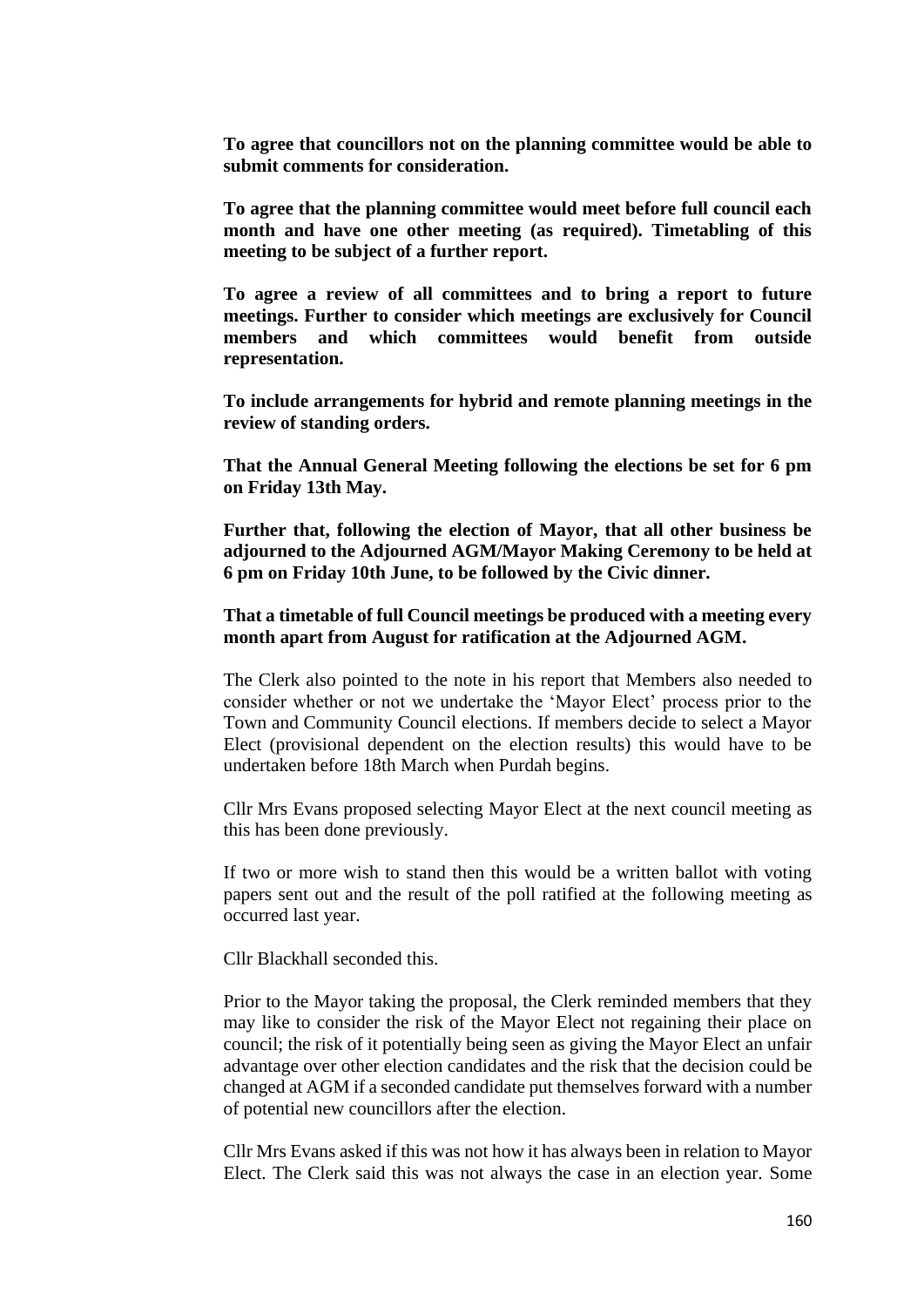**To agree that councillors not on the planning committee would be able to submit comments for consideration.**

**To agree that the planning committee would meet before full council each month and have one other meeting (as required). Timetabling of this meeting to be subject of a further report.**

**To agree a review of all committees and to bring a report to future meetings. Further to consider which meetings are exclusively for Council members and which committees would benefit from outside representation.**

**To include arrangements for hybrid and remote planning meetings in the review of standing orders.**

**That the Annual General Meeting following the elections be set for 6 pm on Friday 13th May.**

**Further that, following the election of Mayor, that all other business be adjourned to the Adjourned AGM/Mayor Making Ceremony to be held at 6 pm on Friday 10th June, to be followed by the Civic dinner.**

**That a timetable of full Council meetings be produced with a meeting every month apart from August for ratification at the Adjourned AGM.**

The Clerk also pointed to the note in his report that Members also needed to consider whether or not we undertake the 'Mayor Elect' process prior to the Town and Community Council elections. If members decide to select a Mayor Elect (provisional dependent on the election results) this would have to be undertaken before 18th March when Purdah begins.

Cllr Mrs Evans proposed selecting Mayor Elect at the next council meeting as this has been done previously.

If two or more wish to stand then this would be a written ballot with voting papers sent out and the result of the poll ratified at the following meeting as occurred last year.

Cllr Blackhall seconded this.

Prior to the Mayor taking the proposal, the Clerk reminded members that they may like to consider the risk of the Mayor Elect not regaining their place on council; the risk of it potentially being seen as giving the Mayor Elect an unfair advantage over other election candidates and the risk that the decision could be changed at AGM if a seconded candidate put themselves forward with a number of potential new councillors after the election.

Cllr Mrs Evans asked if this was not how it has always been in relation to Mayor Elect. The Clerk said this was not always the case in an election year. Some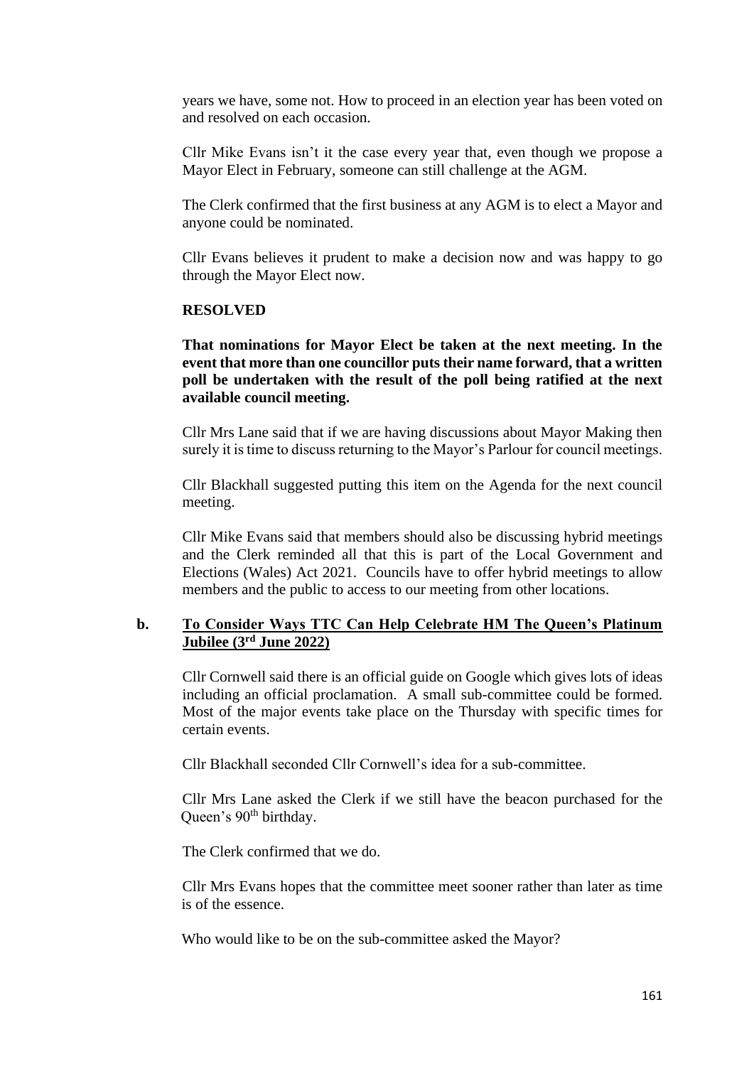years we have, some not. How to proceed in an election year has been voted on and resolved on each occasion.

Cllr Mike Evans isn't it the case every year that, even though we propose a Mayor Elect in February, someone can still challenge at the AGM.

The Clerk confirmed that the first business at any AGM is to elect a Mayor and anyone could be nominated.

Cllr Evans believes it prudent to make a decision now and was happy to go through the Mayor Elect now.

**RESOLVED**

**That nominations for Mayor Elect be taken at the next meeting. In the event that more than one councillor puts their name forward, that a written poll be undertaken with the result of the poll being ratified at the next available council meeting.**

Cllr Mrs Lane said that if we are having discussions about Mayor Making then surely it is time to discuss returning to the Mayor's Parlour for council meetings.

Cllr Blackhall suggested putting this item on the Agenda for the next council meeting.

Cllr Mike Evans said that members should also be discussing hybrid meetings and the Clerk reminded all that this is part of the Local Government and Elections (Wales) Act 2021. Councils have to offer hybrid meetings to allow members and the public to access to our meeting from other locations.

**b. To Consider Ways TTC Can Help Celebrate HM The Queen's Platinum Jubilee (3rd June 2022)**

Cllr Cornwell said there is an official guide on Google which gives lots of ideas including an official proclamation. A small sub-committee could be formed. Most of the major events take place on the Thursday with specific times for certain events.

Cllr Blackhall seconded Cllr Cornwell's idea for a sub-committee.

Cllr Mrs Lane asked the Clerk if we still have the beacon purchased for the Queen's 90th birthday.

The Clerk confirmed that we do.

Cllr Mrs Evans hopes that the committee meet sooner rather than later as time is of the essence.

Who would like to be on the sub-committee asked the Mayor?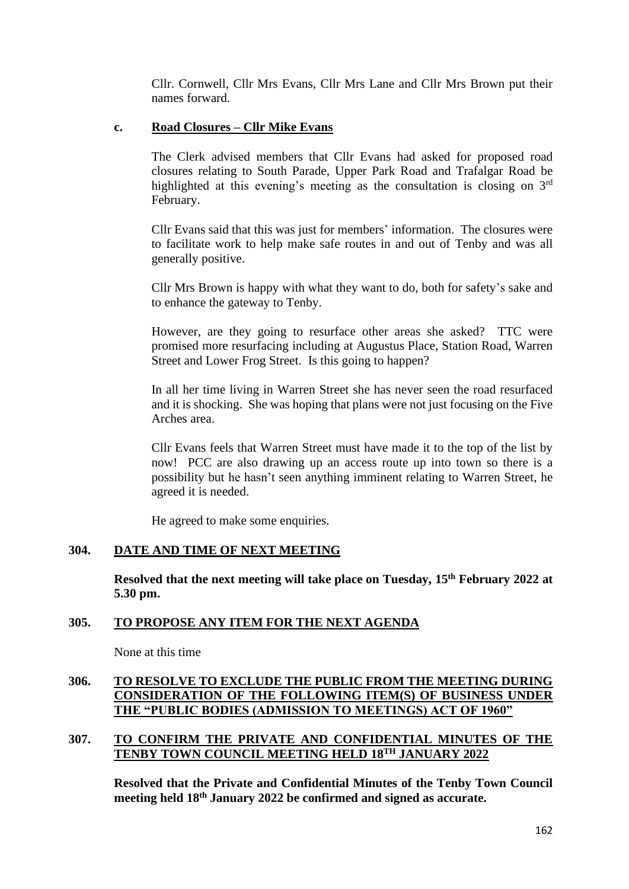Cllr. Cornwell, Cllr Mrs Evans, Cllr Mrs Lane and Cllr Mrs Brown put their names forward.

**c. Road Closures – Cllr Mike Evans**

The Clerk advised members that Cllr Evans had asked for proposed road closures relating to South Parade, Upper Park Road and Trafalgar Road be highlighted at this evening's meeting as the consultation is closing on 3rd February.

Cllr Evans said that this was just for members' information. The closures were to facilitate work to help make safe routes in and out of Tenby and was all generally positive.

Cllr Mrs Brown is happy with what they want to do, both for safety's sake and to enhance the gateway to Tenby.

However, are they going to resurface other areas she asked? TTC were promised more resurfacing including at Augustus Place, Station Road, Warren Street and Lower Frog Street. Is this going to happen?

In all her time living in Warren Street she has never seen the road resurfaced and it is shocking. She was hoping that plans were not just focusing on the Five Arches area.

Cllr Evans feels that Warren Street must have made it to the top of the list by now! PCC are also drawing up an access route up into town so there is a possibility but he hasn't seen anything imminent relating to Warren Street, he agreed it is needed.

He agreed to make some enquiries.

## 304. DATE AND TIME OF NEXT MEETING

**Resolved that the next meeting will take place on Tuesday, 15th February 2022 at 5.30 pm.**

## 305. TO PROPOSE ANY ITEM FOR THE NEXT AGENDA

None at this time

## 306. TO RESOLVE TO EXCLUDE THE PUBLIC FROM THE MEETING DURING CONSIDERATION OF THE FOLLOWING ITEM(S) OF BUSINESS UNDER THE "PUBLIC BODIES (ADMISSION TO MEETINGS) ACT OF 1960"

## 307. TO CONFIRM THE PRIVATE AND CONFIDENTIAL MINUTES OF THE TENBY TOWN COUNCIL MEETING HELD 18TH JANUARY 2022

**Resolved that the Private and Confidential Minutes of the Tenby Town Council meeting held 18th January 2022 be confirmed and signed as accurate.**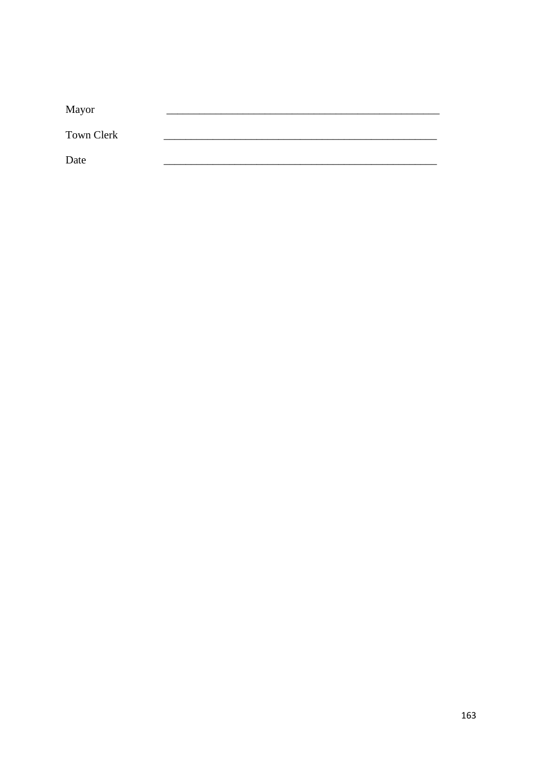Mayor \_\_\_\_\_\_\_\_\_\_\_\_\_\_\_\_\_\_\_\_\_\_\_\_\_\_\_\_\_\_\_\_\_\_\_\_\_\_\_\_\_\_\_\_\_\_\_\_

Town Clerk \_\_\_\_\_\_\_\_\_\_\_\_\_\_\_\_\_\_\_\_\_\_\_\_\_\_\_\_\_\_\_\_\_\_\_\_\_\_\_\_\_\_\_\_\_\_\_\_

Date \_\_\_\_\_\_\_\_\_\_\_\_\_\_\_\_\_\_\_\_\_\_\_\_\_\_\_\_\_\_\_\_\_\_\_\_\_\_\_\_\_\_\_\_\_\_\_\_